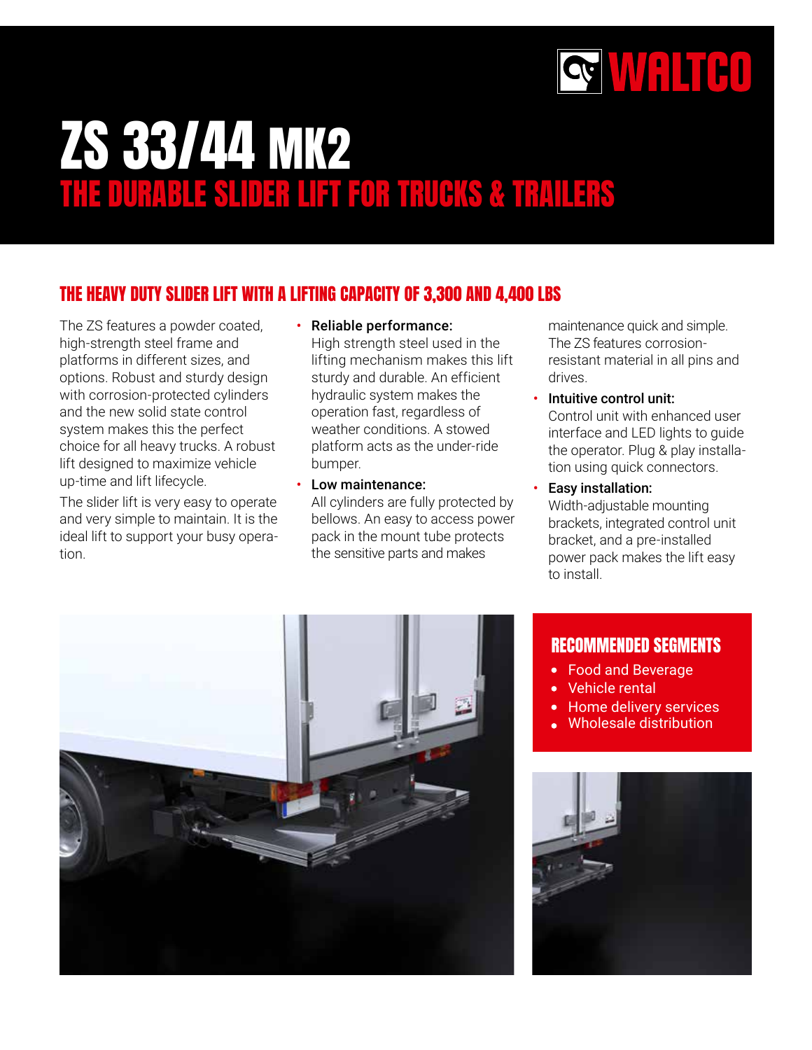WALTCO

# ZS 33/44 MK2

## THE DURABLE SLIDER LIFT FOR TRUCKS & TRAILERS

### THE HEAVY DUTY SLIDER LIFT WITH A LIFTING CAPACITY OF 3,300 AND 4,400 LBS

The ZS features a powder coated, high-strength steel frame and platforms in different sizes, and options. Robust and sturdy design with corrosion-protected cylinders and the new solid state control system makes this the perfect choice for all heavy trucks. A robust lift designed to maximize vehicle up-time and lift lifecycle.

The slider lift is very easy to operate and very simple to maintain. It is the ideal lift to support your busy operation.

- **Reliable performance:** High strength steel used in the lifting mechanism makes this lift sturdy and durable. An efficient hydraulic system makes the operation fast, regardless of weather conditions. A stowed platform acts as the under-ride bumper.
- **Low maintenance:** All cylinders are fully protected by bellows. An easy to access power pack in the mount tube protects the sensitive parts and makes maintenance quick and simple. The ZS features corrosion-resistant material in all pins and drives.
- **Intuitive control unit:** Control unit with enhanced user interface and LED lights to guide the operator. Plug & play installation using quick connectors.
- **Easy installation:** Width-adjustable mounting brackets, integrated control unit bracket, and a pre-installed power pack makes the lift easy to install.

### RECOMMENDED SEGMENTS

- Food and Beverage
- Vehicle rental
- Home delivery services
- Wholesale distribution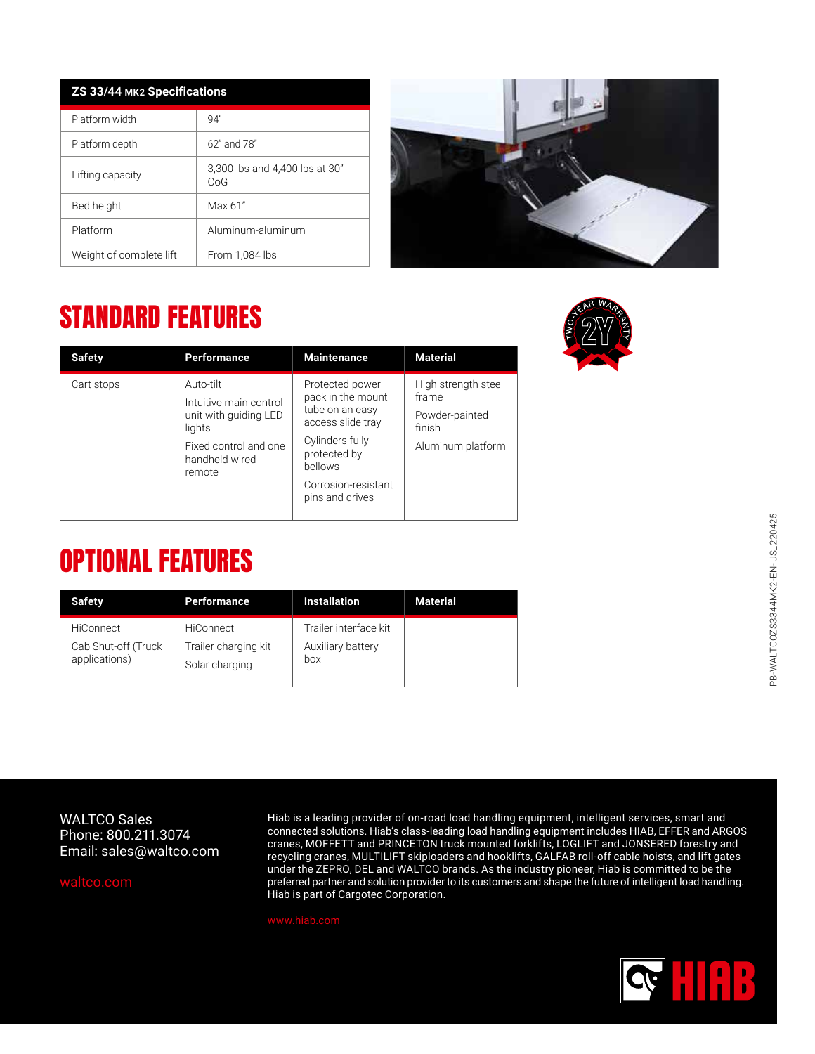| ZS 33/44 MK2 Specifications | |
|---|---|
| Platform width | 94" |
| Platform depth | 62" and 78" |
| Lifting capacity | 3,300 lbs and 4,400 lbs at 30" CoG |
| Bed height | Max 61" |
| Platform | Aluminum-aluminum |
| Weight of complete lift | From 1,084 lbs |

TWO-YEAR WARRANTY 2Y

## STANDARD FEATURES

| Safety | Performance | Maintenance | Material |
|---|---|---|---|
| Cart stops | Auto-tilt<br>Intuitive main control unit with guiding LED lights<br>Fixed control and one handheld wired remote | Protected power pack in the mount tube on an easy access slide tray<br>Cylinders fully protected by bellows<br>Corrosion-resistant pins and drives | High strength steel frame<br>Powder-painted finish<br>Aluminum platform |

## OPTIONAL FEATURES

| Safety | Performance | Installation | Material |
|---|---|---|---|
| HiConnect<br>Cab Shut-off (Truck applications) | HiConnect<br>Trailer charging kit<br>Solar charging | Trailer interface kit<br>Auxiliary battery box | |

PB-WALTCOZS3344MK2-EN-US_220425

WALTCO Sales
Phone: 800.211.3074
Email: sales@waltco.com

waltco.com

Hiab is a leading provider of on-road load handling equipment, intelligent services, smart and connected solutions. Hiab's class-leading load handling equipment includes HIAB, EFFER and ARGOS cranes, MOFFETT and PRINCETON truck mounted forklifts, LOGLIFT and JONSERED forestry and recycling cranes, MULTILIFT skiploaders and hooklifts, GALFAB roll-off cable hoists, and lift gates under the ZEPRO, DEL and WALTCO brands. As the industry pioneer, Hiab is committed to be the preferred partner and solution provider to its customers and shape the future of intelligent load handling. Hiab is part of Cargotec Corporation.

www.hiab.com

HIAB